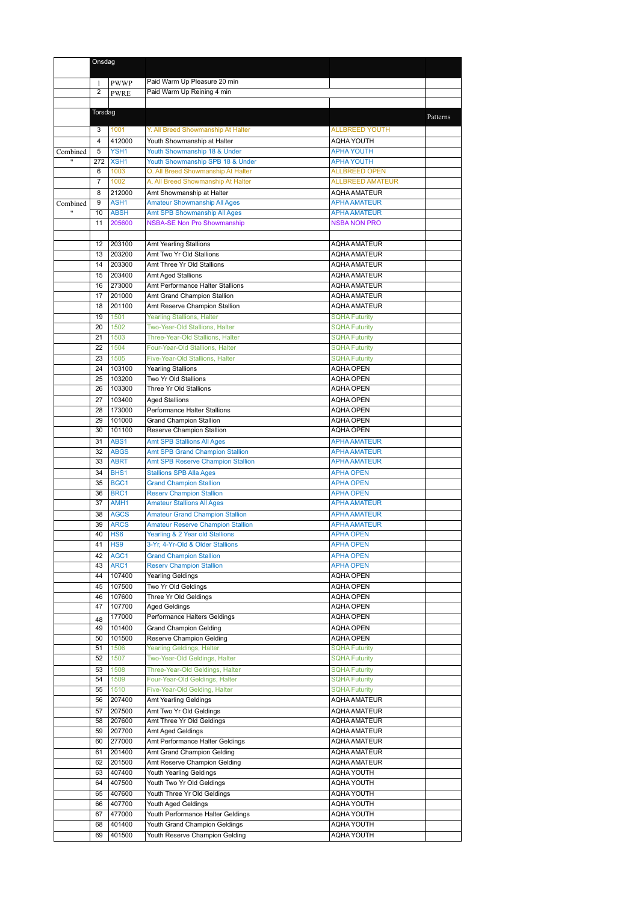|  | Onsdag |  |  |  |  |
|---|---|---|---|---|---|
|  | 1 | PWWP | Paid Warm Up Pleasure 20 min |  |  |
|  | 2 | PWRE | Paid Warm Up Reining 4 min |  |  |
|  |  |  |  |  |  |
|  | Torsdag |  |  |  | Patterns |
|  | 3 | 1001 | Y. All Breed Showmanship At Halter | ALLBREED YOUTH |  |
|  | 4 | 412000 | Youth Showmanship at Halter | AQHA YOUTH |  |
| Combined | 5 | YSH1 | Youth Showmanship 18 & Under | APHA YOUTH |  |
| " | 272 | XSH1 | Youth Showmanship SPB 18 & Under | APHA YOUTH |  |
|  | 6 | 1003 | O. All Breed Showmanship At Halter | ALLBREED OPEN |  |
|  | 7 | 1002 | A. All Breed Showmanship At Halter | ALLBREED AMATEUR |  |
|  | 8 | 212000 | Amt Showmanship at Halter | AQHA AMATEUR |  |
| Combined | 9 | ASH1 | Amateur Showmanship All Ages | APHA AMATEUR |  |
| " | 10 | ABSH | Amt SPB Showmanship All Ages | APHA AMATEUR |  |
|  | 11 | 205600 | NSBA-SE Non Pro Showmanship | NSBA NON PRO |  |
|  |  |  |  |  |  |
|  | 12 | 203100 | Amt Yearling Stallions | AQHA AMATEUR |  |
|  | 13 | 203200 | Amt Two Yr Old Stallions | AQHA AMATEUR |  |
|  | 14 | 203300 | Amt Three Yr Old Stallions | AQHA AMATEUR |  |
|  | 15 | 203400 | Amt Aged Stallions | AQHA AMATEUR |  |
|  | 16 | 273000 | Amt Performance Halter Stallions | AQHA AMATEUR |  |
|  | 17 | 201000 | Amt Grand Champion Stallion | AQHA AMATEUR |  |
|  | 18 | 201100 | Amt Reserve Champion Stallion | AQHA AMATEUR |  |
|  | 19 | 1501 | Yearling Stallions, Halter | SQHA Futurity |  |
|  | 20 | 1502 | Two-Year-Old Stallions, Halter | SQHA Futurity |  |
|  | 21 | 1503 | Three-Year-Old Stallions, Halter | SQHA Futurity |  |
|  | 22 | 1504 | Four-Year-Old Stallions, Halter | SQHA Futurity |  |
|  | 23 | 1505 | Five-Year-Old Stallions, Halter | SQHA Futurity |  |
|  | 24 | 103100 | Yearling Stallions | AQHA OPEN |  |
|  | 25 | 103200 | Two Yr Old Stallions | AQHA OPEN |  |
|  | 26 | 103300 | Three Yr Old Stallions | AQHA OPEN |  |
|  | 27 | 103400 | Aged Stallions | AQHA OPEN |  |
|  | 28 | 173000 | Performance Halter Stallions | AQHA OPEN |  |
|  | 29 | 101000 | Grand Champion Stallion | AQHA OPEN |  |
|  | 30 | 101100 | Reserve Champion Stallion | AQHA OPEN |  |
|  | 31 | ABS1 | Amt SPB Stallions All Ages | APHA AMATEUR |  |
|  | 32 | ABGS | Amt SPB Grand Champion Stallion | APHA AMATEUR |  |
|  | 33 | ABRT | Amt SPB Reserve Champion Stallion | APHA AMATEUR |  |
|  | 34 | BHS1 | Stallions SPB Alla Ages | APHA OPEN |  |
|  | 35 | BGC1 | Grand Champion Stallion | APHA OPEN |  |
|  | 36 | BRC1 | Reserv Champion Stallion | APHA OPEN |  |
|  | 37 | AMH1 | Amateur Stallions All Ages | APHA AMATEUR |  |
|  | 38 | AGCS | Amateur Grand Champion Stallion | APHA AMATEUR |  |
|  | 39 | ARCS | Amateur Reserve Champion Stallion | APHA AMATEUR |  |
|  | 40 | HS6 | Yearling & 2 Year old Stallions | APHA OPEN |  |
|  | 41 | HS9 | 3-Yr, 4-Yr-Old & Older Stallions | APHA OPEN |  |
|  | 42 | AGC1 | Grand Champion Stallion | APHA OPEN |  |
|  | 43 | ARC1 | Reserv Champion Stallion | APHA OPEN |  |
|  | 44 | 107400 | Yearling Geldings | AQHA OPEN |  |
|  | 45 | 107500 | Two Yr Old Geldings | AQHA OPEN |  |
|  | 46 | 107600 | Three Yr Old Geldings | AQHA OPEN |  |
|  | 47 | 107700 | Aged Geldings | AQHA OPEN |  |
|  | 48 | 177000 | Performance Halters Geldings | AQHA OPEN |  |
|  | 49 | 101400 | Grand Champion Gelding | AQHA OPEN |  |
|  | 50 | 101500 | Reserve Champion Gelding | AQHA OPEN |  |
|  | 51 | 1506 | Yearling Geldings, Halter | SQHA Futurity |  |
|  | 52 | 1507 | Two-Year-Old Geldings, Halter | SQHA Futurity |  |
|  | 53 | 1508 | Three-Year-Old Geldings, Halter | SQHA Futurity |  |
|  | 54 | 1509 | Four-Year-Old Geldings, Halter | SQHA Futurity |  |
|  | 55 | 1510 | Five-Year-Old Gelding, Halter | SQHA Futurity |  |
|  | 56 | 207400 | Amt Yearling Geldings | AQHA AMATEUR |  |
|  | 57 | 207500 | Amt Two Yr Old Geldings | AQHA AMATEUR |  |
|  | 58 | 207600 | Amt Three Yr Old Geldings | AQHA AMATEUR |  |
|  | 59 | 207700 | Amt Aged Geldings | AQHA AMATEUR |  |
|  | 60 | 277000 | Amt Performance Halter Geldings | AQHA AMATEUR |  |
|  | 61 | 201400 | Amt Grand Champion Gelding | AQHA AMATEUR |  |
|  | 62 | 201500 | Amt Reserve Champion Gelding | AQHA AMATEUR |  |
|  | 63 | 407400 | Youth Yearling Geldings | AQHA YOUTH |  |
|  | 64 | 407500 | Youth Two Yr Old Geldings | AQHA YOUTH |  |
|  | 65 | 407600 | Youth Three Yr Old Geldings | AQHA YOUTH |  |
|  | 66 | 407700 | Youth Aged Geldings | AQHA YOUTH |  |
|  | 67 | 477000 | Youth Performance Halter Geldings | AQHA YOUTH |  |
|  | 68 | 401400 | Youth Grand Champion Geldings | AQHA YOUTH |  |
|  | 69 | 401500 | Youth Reserve Champion Gelding | AQHA YOUTH |  |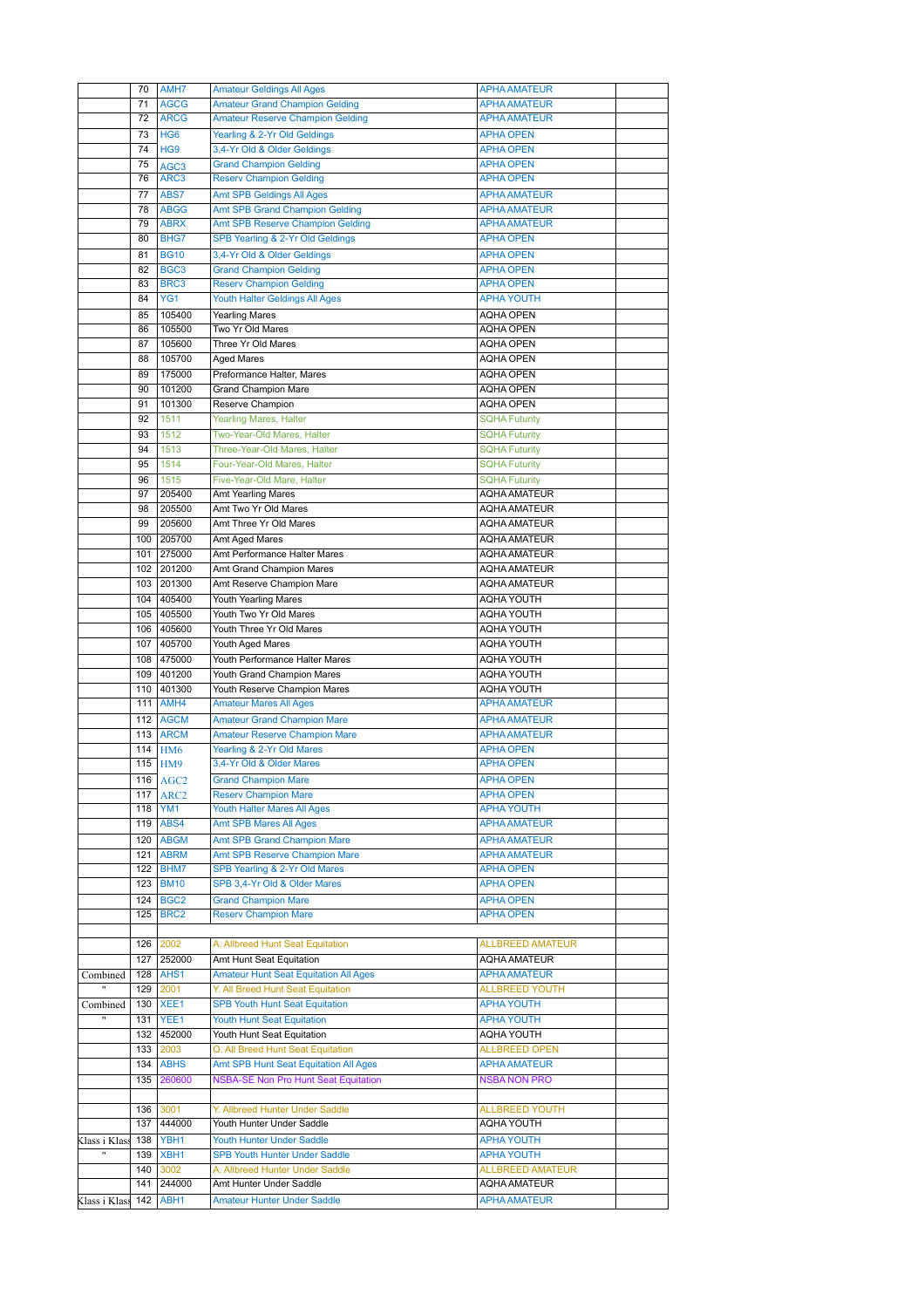| | | | | | |
|---|---|---|---|---|---|
| | 70 | AMH7 | Amateur Geldings All Ages | APHA AMATEUR | |
| | 71 | AGCG | Amateur Grand Champion Gelding | APHA AMATEUR | |
| | 72 | ARCG | Amateur Reserve Champion Gelding | APHA AMATEUR | |
| | 73 | HG6 | Yearling & 2-Yr Old Geldings | APHA OPEN | |
| | 74 | HG9 | 3,4-Yr Old & Older Geldings | APHA OPEN | |
| | 75 | AGC3 | Grand Champion Gelding | APHA OPEN | |
| | 76 | ARC3 | Reserv Champion Gelding | APHA OPEN | |
| | 77 | ABS7 | Amt SPB Geldings All Ages | APHA AMATEUR | |
| | 78 | ABGG | Amt SPB Grand Champion Gelding | APHA AMATEUR | |
| | 79 | ABRX | Amt SPB Reserve Champion Gelding | APHA AMATEUR | |
| | 80 | BHG7 | SPB Yearling & 2-Yr Old Geldings | APHA OPEN | |
| | 81 | BG10 | 3,4-Yr Old & Older Geldings | APHA OPEN | |
| | 82 | BGC3 | Grand Champion Gelding | APHA OPEN | |
| | 83 | BRC3 | Reserv Champion Gelding | APHA OPEN | |
| | 84 | YG1 | Youth Halter Geldings All Ages | APHA YOUTH | |
| | 85 | 105400 | Yearling Mares | AQHA OPEN | |
| | 86 | 105500 | Two Yr Old Mares | AQHA OPEN | |
| | 87 | 105600 | Three Yr Old Mares | AQHA OPEN | |
| | 88 | 105700 | Aged Mares | AQHA OPEN | |
| | 89 | 175000 | Preformance Halter, Mares | AQHA OPEN | |
| | 90 | 101200 | Grand Champion Mare | AQHA OPEN | |
| | 91 | 101300 | Reserve Champion | AQHA OPEN | |
| | 92 | 1511 | Yearling Mares, Halter | SQHA Futurity | |
| | 93 | 1512 | Two-Year-Old Mares, Halter | SQHA Futurity | |
| | 94 | 1513 | Three-Year-Old Mares, Halter | SQHA Futurity | |
| | 95 | 1514 | Four-Year-Old Mares, Halter | SQHA Futurity | |
| | 96 | 1515 | Five-Year-Old Mare, Halter | SQHA Futurity | |
| | 97 | 205400 | Amt Yearling Mares | AQHA AMATEUR | |
| | 98 | 205500 | Amt Two Yr Old Mares | AQHA AMATEUR | |
| | 99 | 205600 | Amt Three Yr Old Mares | AQHA AMATEUR | |
| | 100 | 205700 | Amt Aged Mares | AQHA AMATEUR | |
| | 101 | 275000 | Amt Performance Halter Mares | AQHA AMATEUR | |
| | 102 | 201200 | Amt Grand Champion Mares | AQHA AMATEUR | |
| | 103 | 201300 | Amt Reserve Champion Mare | AQHA AMATEUR | |
| | 104 | 405400 | Youth Yearling Mares | AQHA YOUTH | |
| | 105 | 405500 | Youth Two Yr Old Mares | AQHA YOUTH | |
| | 106 | 405600 | Youth Three Yr Old Mares | AQHA YOUTH | |
| | 107 | 405700 | Youth Aged Mares | AQHA YOUTH | |
| | 108 | 475000 | Youth Performance Halter Mares | AQHA YOUTH | |
| | 109 | 401200 | Youth Grand Champion Mares | AQHA YOUTH | |
| | 110 | 401300 | Youth Reserve Champion Mares | AQHA YOUTH | |
| | 111 | AMH4 | Amateur Mares All Ages | APHA AMATEUR | |
| | 112 | AGCM | Amateur Grand Champion Mare | APHA AMATEUR | |
| | 113 | ARCM | Amateur Reserve Champion Mare | APHA AMATEUR | |
| | 114 | HM6 | Yearling & 2-Yr Old Mares | APHA OPEN | |
| | 115 | HM9 | 3,4-Yr Old & Older Mares | APHA OPEN | |
| | 116 | AGC2 | Grand Champion Mare | APHA OPEN | |
| | 117 | ARC2 | Reserv Champion Mare | APHA OPEN | |
| | 118 | YM1 | Youth Halter Mares All Ages | APHA YOUTH | |
| | 119 | ABS4 | Amt SPB Mares All Ages | APHA AMATEUR | |
| | 120 | ABGM | Amt SPB Grand Champion Mare | APHA AMATEUR | |
| | 121 | ABRM | Amt SPB Reserve Champion Mare | APHA AMATEUR | |
| | 122 | BHM7 | SPB Yearling & 2-Yr Old Mares | APHA OPEN | |
| | 123 | BM10 | SPB 3,4-Yr Old & Older Mares | APHA OPEN | |
| | 124 | BGC2 | Grand Champion Mare | APHA OPEN | |
| | 125 | BRC2 | Reserv Champion Mare | APHA OPEN | |
| | | | | | |
| | 126 | 2002 | A. Allbreed Hunt Seat Equitation | ALLBREED AMATEUR | |
| | 127 | 252000 | Amt Hunt Seat Equitation | AQHA AMATEUR | |
| Combined | 128 | AHS1 | Amateur Hunt Seat Equitation All Ages | APHA AMATEUR | |
| " | 129 | 2001 | Y. All Breed Hunt Seat Equitation | ALLBREED YOUTH | |
| Combined | 130 | XEE1 | SPB Youth Hunt Seat Equitation | APHA YOUTH | |
| " | 131 | YEE1 | Youth Hunt Seat Equitation | APHA YOUTH | |
| | 132 | 452000 | Youth Hunt Seat Equitation | AQHA YOUTH | |
| | 133 | 2003 | O. All Breed Hunt Seat Equitation | ALLBREED OPEN | |
| | 134 | ABHS | Amt SPB Hunt Seat Equitation All Ages | APHA AMATEUR | |
| | 135 | 260600 | NSBA-SE Non Pro Hunt Seat Equitation | NSBA NON PRO | |
| | | | | | |
| | 136 | 3001 | Y. Allbreed Hunter Under Saddle | ALLBREED YOUTH | |
| | 137 | 444000 | Youth Hunter Under Saddle | AQHA YOUTH | |
| Klass i Klass | 138 | YBH1 | Youth Hunter Under Saddle | APHA YOUTH | |
| " | 139 | XBH1 | SPB Youth Hunter Under Saddle | APHA YOUTH | |
| | 140 | 3002 | A. Allbreed Hunter Under Saddle | ALLBREED AMATEUR | |
| | 141 | 244000 | Amt Hunter Under Saddle | AQHA AMATEUR | |
| Klass i Klass | 142 | ABH1 | Amateur Hunter Under Saddle | APHA AMATEUR | |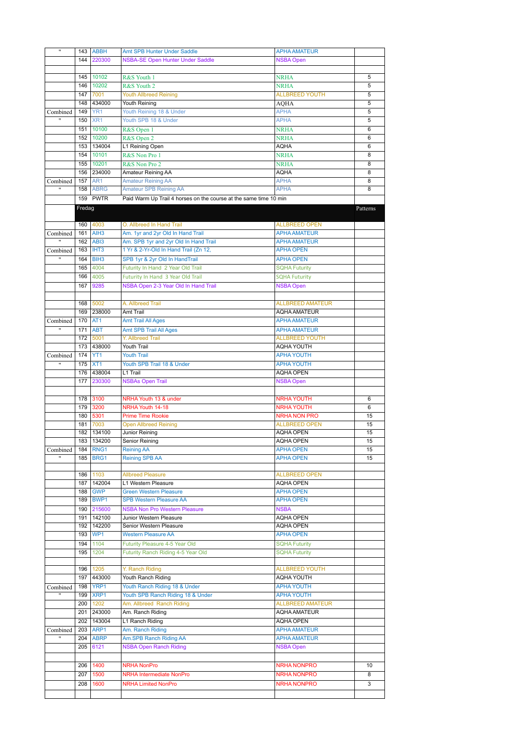| | | | | | |
|---|---|---|---|---|---|
| " | 143 | ABBH | Amt SPB Hunter Under Saddle | APHA AMATEUR | |
| | 144 | 220300 | NSBA-SE Open Hunter Under Saddle | NSBA Open | |
| | | | | | |
| | 145 | 10102 | R&S Youth 1 | NRHA | 5 |
| | 146 | 10202 | R&S Youth 2 | NRHA | 5 |
| | 147 | 7001 | Youth Allbreed Reining | ALLBREED YOUTH | 5 |
| | 148 | 434000 | Youth Reining | AQHA | 5 |
| Combined | 149 | YR1 | Youth Reining 18 & Under | APHA | 5 |
| " | 150 | XR1 | Youth SPB 18 & Under | APHA | 5 |
| | 151 | 10100 | R&S Open 1 | NRHA | 6 |
| | 152 | 10200 | R&S Open 2 | NRHA | 6 |
| | 153 | 134004 | L1 Reining Open | AQHA | 6 |
| | 154 | 10101 | R&S Non Pro 1 | NRHA | 8 |
| | 155 | 10201 | R&S Non Pro 2 | NRHA | 8 |
| | 156 | 234000 | Amateur Reining AA | AQHA | 8 |
| Combined | 157 | AR1 | Amateur Reining AA | APHA | 8 |
| " | 158 | ABRG | Amateur SPB Reining AA | APHA | 8 |
| | 159 | PWTR | Paid Warm Up Trail 4 horses on the course at the same time 10 min | | |
| | Fredag | | | | Patterns |
| | 160 | 4003 | O. Allbreed In Hand Trail | ALLBREED OPEN | |
| Combined | 161 | AIH3 | Am. 1yr and 2yr Old In Hand Trail | APHA AMATEUR | |
| " | 162 | ABI3 | Am. SPB 1yr and 2yr Old In Hand Trail | APHA AMATEUR | |
| Combined | 163 | IHT3 | 1 Yr & 2-Yr-Old In Hand Trail (Zn 12, | APHA OPEN | |
| " | 164 | BIH3 | SPB 1yr & 2yr Old In HandTrail | APHA OPEN | |
| | 165 | 4004 | Futurity In Hand 2 Year Old Trail | SQHA Futurity | |
| | 166 | 4005 | Futurity In Hand 3 Year Old Trail | SQHA Futurity | |
| | 167 | 9285 | NSBA Open 2-3 Year Old In Hand Trail | NSBA Open | |
| | | | | | |
| | 168 | 5002 | A. Allbreed Trail | ALLBREED AMATEUR | |
| | 169 | 238000 | Amt Trail | AQHA AMATEUR | |
| Combined | 170 | AT1 | Amt Trail All Ages | APHA AMATEUR | |
| " | 171 | ABT | Amt SPB Trail All Ages | APHA AMATEUR | |
| | 172 | 5001 | Y. Allbreed Trail | ALLBREED YOUTH | |
| | 173 | 438000 | Youth Trail | AQHA YOUTH | |
| Combined | 174 | YT1 | Youth Trail | APHA YOUTH | |
| " | 175 | XT1 | Youth SPB Trail 18 & Under | APHA YOUTH | |
| | 176 | 438004 | L1 Trail | AQHA OPEN | |
| | 177 | 230300 | NSBAs Open Trail | NSBA Open | |
| | | | | | |
| | 178 | 3100 | NRHA Youth 13 & under | NRHA YOUTH | 6 |
| | 179 | 3200 | NRHA Youth 14-18 | NRHA YOUTH | 6 |
| | 180 | 5301 | Prime Time Rookie | NRHA NON PRO | 15 |
| | 181 | 7003 | Open Allbreed Reining | ALLBREED OPEN | 15 |
| | 182 | 134100 | Junior Reining | AQHA OPEN | 15 |
| | 183 | 134200 | Senior Reining | AQHA OPEN | 15 |
| Combined | 184 | RNG1 | Reining AA | APHA OPEN | 15 |
| " | 185 | BRG1 | Reining SPB AA | APHA OPEN | 15 |
| | | | | | |
| | 186 | 1103 | Allbreed Pleasure | ALLBREED OPEN | |
| | 187 | 142004 | L1 Western Pleasure | AQHA OPEN | |
| | 188 | GWP | Green Western Pleasure | APHA OPEN | |
| | 189 | BWP1 | SPB Western Pleasure AA | APHA OPEN | |
| | 190 | 215600 | NSBA Non Pro Western Pleasure | NSBA | |
| | 191 | 142100 | Junior Western Pleasure | AQHA OPEN | |
| | 192 | 142200 | Senior Western Pleasure | AQHA OPEN | |
| | 193 | WP1 | Western Pleasure AA | APHA OPEN | |
| | 194 | 1104 | Futurity Pleasure 4-5 Year Old | SQHA Futurity | |
| | 195 | 1204 | Futurity Ranch Riding 4-5 Year Old | SQHA Futurity | |
| | | | | | |
| | 196 | 1205 | Y. Ranch Riding | ALLBREED YOUTH | |
| | 197 | 443000 | Youth Ranch Riding | AQHA YOUTH | |
| Combined | 198 | YRP1 | Youth Ranch Riding 18 & Under | APHA YOUTH | |
| " | 199 | XRP1 | Youth SPB Ranch Riding 18 & Under | APHA YOUTH | |
| | 200 | 1202 | Am. Allbreed Ranch Riding | ALLBREED AMATEUR | |
| | 201 | 243000 | Am. Ranch Riding | AQHA AMATEUR | |
| | 202 | 143004 | L1 Ranch Riding | AQHA OPEN | |
| Combined | 203 | ARP1 | Am. Ranch Riding | APHA AMATEUR | |
| " | 204 | ABRP | Am.SPB Ranch Riding AA | APHA AMATEUR | |
| | 205 | 6121 | NSBA Open Ranch Riding | NSBA Open | |
| | | | | | |
| | 206 | 1400 | NRHA NonPro | NRHA NONPRO | 10 |
| | 207 | 1500 | NRHA Intermediate NonPro | NRHA NONPRO | 8 |
| | 208 | 1600 | NRHA Limited NonPro | NRHA NONPRO | 3 |
| | | | | | |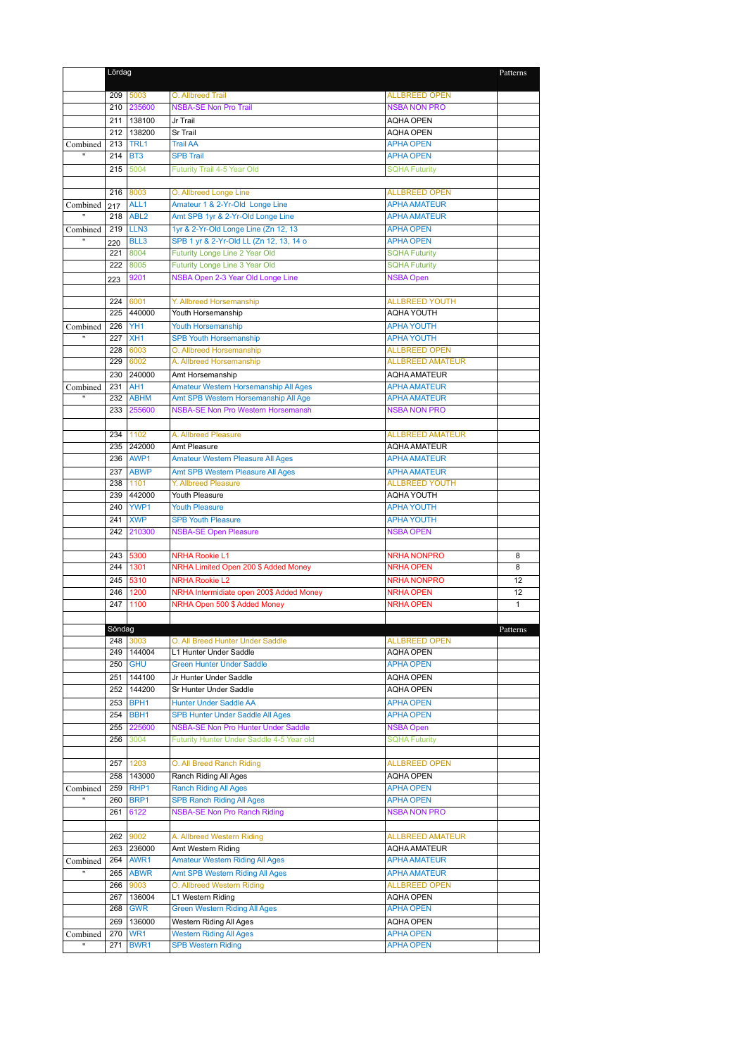| | | | | | Patterns |
|---|---|---|---|---|---|
| | Lördag | | | | |
| | 209 | 5003 | O. Allbreed Trail | ALLBREED OPEN | |
| | 210 | 235600 | NSBA-SE Non Pro Trail | NSBA NON PRO | |
| | 211 | 138100 | Jr Trail | AQHA OPEN | |
| | 212 | 138200 | Sr Trail | AQHA OPEN | |
| Combined | 213 | TRL1 | Trail AA | APHA OPEN | |
| " | 214 | BT3 | SPB Trail | APHA OPEN | |
| | 215 | 5004 | Futurity Trail 4-5 Year Old | SQHA Futurity | |
| | | | | | |
| | 216 | 8003 | O. Allbreed Longe Line | ALLBREED OPEN | |
| Combined | 217 | ALL1 | Amateur 1 & 2-Yr-Old Longe Line | APHA AMATEUR | |
| " | 218 | ABL2 | Amt SPB 1yr & 2-Yr-Old Longe Line | APHA AMATEUR | |
| Combined | 219 | LLN3 | 1yr & 2-Yr-Old Longe Line (Zn 12, 13 | APHA OPEN | |
| " | 220 | BLL3 | SPB 1 yr & 2-Yr-Old LL (Zn 12, 13, 14 o | APHA OPEN | |
| | 221 | 8004 | Futurity Longe Line 2 Year Old | SQHA Futurity | |
| | 222 | 8005 | Futurity Longe Line 3 Year Old | SQHA Futurity | |
| | 223 | 9201 | NSBA Open 2-3 Year Old Longe Line | NSBA Open | |
| | | | | | |
| | 224 | 6001 | Y. Allbreed Horsemanship | ALLBREED YOUTH | |
| | 225 | 440000 | Youth Horsemanship | AQHA YOUTH | |
| Combined | 226 | YH1 | Youth Horsemanship | APHA YOUTH | |
| " | 227 | XH1 | SPB Youth Horsemanship | APHA YOUTH | |
| | 228 | 6003 | O. Allbreed Horsemanship | ALLBREED OPEN | |
| | 229 | 6002 | A. Allbreed Horsemanship | ALLBREED AMATEUR | |
| | 230 | 240000 | Amt Horsemanship | AQHA AMATEUR | |
| Combined | 231 | AH1 | Amateur Western Horsemanship All Ages | APHA AMATEUR | |
| " | 232 | ABHM | Amt SPB Western Horsemanship All Age | APHA AMATEUR | |
| | 233 | 255600 | NSBA-SE Non Pro Western Horsemansh | NSBA NON PRO | |
| | | | | | |
| | 234 | 1102 | A. Allbreed Pleasure | ALLBREED AMATEUR | |
| | 235 | 242000 | Amt Pleasure | AQHA AMATEUR | |
| | 236 | AWP1 | Amateur Western Pleasure All Ages | APHA AMATEUR | |
| | 237 | ABWP | Amt SPB Western Pleasure All Ages | APHA AMATEUR | |
| | 238 | 1101 | Y. Allbreed Pleasure | ALLBREED YOUTH | |
| | 239 | 442000 | Youth Pleasure | AQHA YOUTH | |
| | 240 | YWP1 | Youth Pleasure | APHA YOUTH | |
| | 241 | XWP | SPB Youth Pleasure | APHA YOUTH | |
| | 242 | 210300 | NSBA-SE Open Pleasure | NSBA OPEN | |
| | | | | | |
| | 243 | 5300 | NRHA Rookie L1 | NRHA NONPRO | 8 |
| | 244 | 1301 | NRHA Limited Open 200 $ Added Money | NRHA OPEN | 8 |
| | 245 | 5310 | NRHA Rookie L2 | NRHA NONPRO | 12 |
| | 246 | 1200 | NRHA Intermidiate open 200$ Added Money | NRHA OPEN | 12 |
| | 247 | 1100 | NRHA Open 500 $ Added Money | NRHA OPEN | 1 |
| | | | | | |
| | Söndag | | | | Patterns |
| | 248 | 3003 | O. All Breed Hunter Under Saddle | ALLBREED OPEN | |
| | 249 | 144004 | L1 Hunter Under Saddle | AQHA OPEN | |
| | 250 | GHU | Green Hunter Under Saddle | APHA OPEN | |
| | 251 | 144100 | Jr Hunter Under Saddle | AQHA OPEN | |
| | 252 | 144200 | Sr Hunter Under Saddle | AQHA OPEN | |
| | 253 | BPH1 | Hunter Under Saddle AA | APHA OPEN | |
| | 254 | BBH1 | SPB Hunter Under Saddle All Ages | APHA OPEN | |
| | 255 | 225600 | NSBA-SE Non Pro Hunter Under Saddle | NSBA Open | |
| | 256 | 3004 | Futurity Hunter Under Saddle 4-5 Year old | SQHA Futurity | |
| | | | | | |
| | 257 | 1203 | O. All Breed Ranch Riding | ALLBREED OPEN | |
| | 258 | 143000 | Ranch Riding All Ages | AQHA OPEN | |
| Combined | 259 | RHP1 | Ranch Riding All Ages | APHA OPEN | |
| " | 260 | BRP1 | SPB Ranch Riding All Ages | APHA OPEN | |
| | 261 | 6122 | NSBA-SE Non Pro Ranch Riding | NSBA NON PRO | |
| | | | | | |
| | 262 | 9002 | A. Allbreed Western Riding | ALLBREED AMATEUR | |
| | 263 | 236000 | Amt Western Riding | AQHA AMATEUR | |
| Combined | 264 | AWR1 | Amateur Western Riding All Ages | APHA AMATEUR | |
| " | 265 | ABWR | Amt SPB Western Riding All Ages | APHA AMATEUR | |
| | 266 | 9003 | O. Allbreed Western Riding | ALLBREED OPEN | |
| | 267 | 136004 | L1 Western Riding | AQHA OPEN | |
| | 268 | GWR | Green Western Riding All Ages | APHA OPEN | |
| | 269 | 136000 | Western Riding All Ages | AQHA OPEN | |
| Combined | 270 | WR1 | Western Riding All Ages | APHA OPEN | |
| " | 271 | BWR1 | SPB Western Riding | APHA OPEN | |